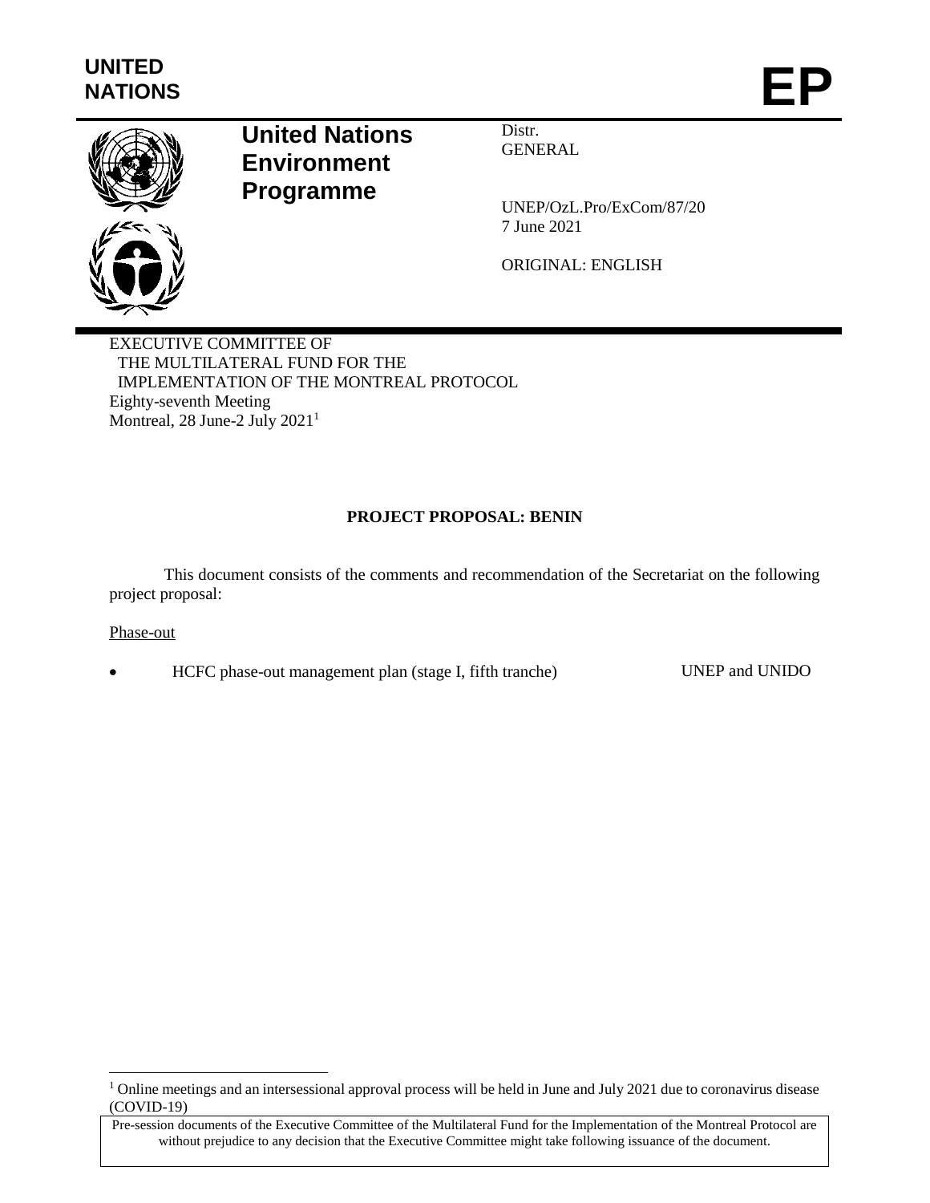UNITED NATIONS

# EP

**United Nations Environment Programme**

Distr.
GENERAL

UNEP/OzL.Pro/ExCom/87/20
7 June 2021

ORIGINAL: ENGLISH

EXECUTIVE COMMITTEE OF
THE MULTILATERAL FUND FOR THE
IMPLEMENTATION OF THE MONTREAL PROTOCOL
Eighty-seventh Meeting
Montreal, 28 June-2 July 2021[1]

## PROJECT PROPOSAL: BENIN

This document consists of the comments and recommendation of the Secretariat on the following project proposal:

Phase-out

- HCFC phase-out management plan (stage I, fifth tranche) UNEP and UNIDO

[1] Online meetings and an intersessional approval process will be held in June and July 2021 due to coronavirus disease (COVID-19)

Pre-session documents of the Executive Committee of the Multilateral Fund for the Implementation of the Montreal Protocol are without prejudice to any decision that the Executive Committee might take following issuance of the document.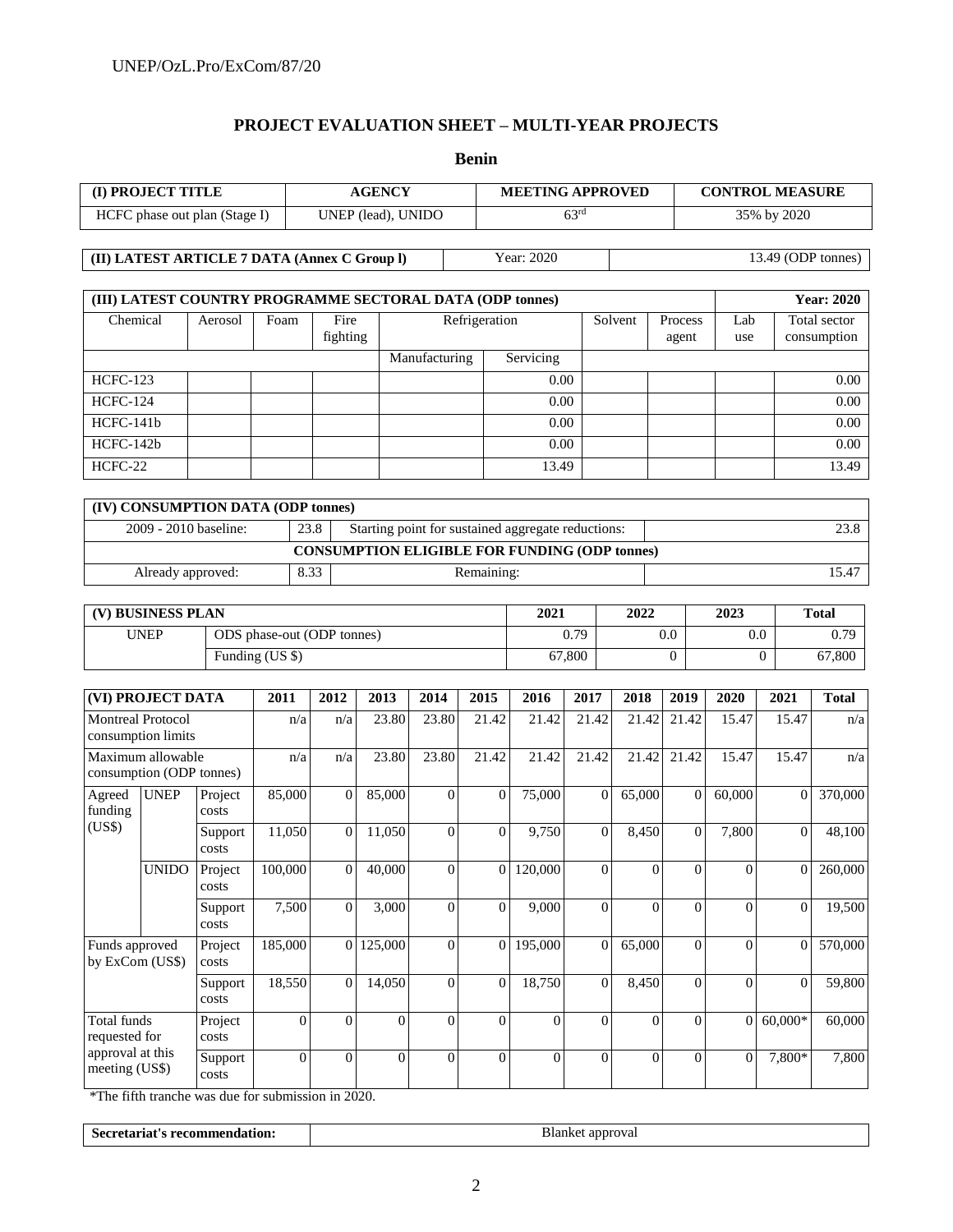## PROJECT EVALUATION SHEET – MULTI-YEAR PROJECTS

### Benin

| (I) PROJECT TITLE | AGENCY | MEETING APPROVED | CONTROL MEASURE |
|---|---|---|---|
| HCFC phase out plan (Stage I) | UNEP (lead), UNIDO | 63rd | 35% by 2020 |

| (II) LATEST ARTICLE 7 DATA (Annex C Group l) | Year: 2020 | 13.49 (ODP tonnes) |
|---|---|---|

| (III) LATEST COUNTRY PROGRAMME SECTORAL DATA (ODP tonnes) | | | | | | | | | Year: 2020 |
|---|---|---|---|---|---|---|---|---|---|
| Chemical | Aerosol | Foam | Fire fighting | Refrigeration | | Solvent | Process agent | Lab use | Total sector consumption |
| | | | | Manufacturing | Servicing | | | | |
| HCFC-123 | | | | | 0.00 | | | | 0.00 |
| HCFC-124 | | | | | 0.00 | | | | 0.00 |
| HCFC-141b | | | | | 0.00 | | | | 0.00 |
| HCFC-142b | | | | | 0.00 | | | | 0.00 |
| HCFC-22 | | | | | 13.49 | | | | 13.49 |

| (IV) CONSUMPTION DATA (ODP tonnes) | | | |
|---|---|---|---|
| 2009 - 2010 baseline: | 23.8 | Starting point for sustained aggregate reductions: | 23.8 |
| CONSUMPTION ELIGIBLE FOR FUNDING (ODP tonnes) | | | |
| Already approved: | 8.33 | Remaining: | 15.47 |

| (V) BUSINESS PLAN | | 2021 | 2022 | 2023 | Total |
|---|---|---|---|---|---|
| UNEP | ODS phase-out (ODP tonnes) | 0.79 | 0.0 | 0.0 | 0.79 |
| | Funding (US $) | 67,800 | 0 | 0 | 67,800 |

| (VI) PROJECT DATA | | | 2011 | 2012 | 2013 | 2014 | 2015 | 2016 | 2017 | 2018 | 2019 | 2020 | 2021 | Total |
|---|---|---|---|---|---|---|---|---|---|---|---|---|---|---|
| Montreal Protocol consumption limits | | | n/a | n/a | 23.80 | 23.80 | 21.42 | 21.42 | 21.42 | 21.42 | 21.42 | 15.47 | 15.47 | n/a |
| Maximum allowable consumption (ODP tonnes) | | | n/a | n/a | 23.80 | 23.80 | 21.42 | 21.42 | 21.42 | 21.42 | 21.42 | 15.47 | 15.47 | n/a |
| Agreed funding (US$) | UNEP | Project costs | 85,000 | 0 | 85,000 | 0 | 0 | 75,000 | 0 | 65,000 | 0 | 60,000 | 0 | 370,000 |
| | | Support costs | 11,050 | 0 | 11,050 | 0 | 0 | 9,750 | 0 | 8,450 | 0 | 7,800 | 0 | 48,100 |
| | UNIDO | Project costs | 100,000 | 0 | 40,000 | 0 | 0 | 120,000 | 0 | 0 | 0 | 0 | 0 | 260,000 |
| | | Support costs | 7,500 | 0 | 3,000 | 0 | 0 | 9,000 | 0 | 0 | 0 | 0 | 0 | 19,500 |
| Funds approved by ExCom (US$) | | Project costs | 185,000 | 0 | 125,000 | 0 | 0 | 195,000 | 0 | 65,000 | 0 | 0 | 0 | 570,000 |
| | | Support costs | 18,550 | 0 | 14,050 | 0 | 0 | 18,750 | 0 | 8,450 | 0 | 0 | 0 | 59,800 |
| Total funds requested for approval at this meeting (US$) | | Project costs | 0 | 0 | 0 | 0 | 0 | 0 | 0 | 0 | 0 | 0 | 60,000* | 60,000 |
| | | Support costs | 0 | 0 | 0 | 0 | 0 | 0 | 0 | 0 | 0 | 0 | 7,800* | 7,800 |

*The fifth tranche was due for submission in 2020.

| Secretariat's recommendation: | Blanket approval |
|---|---|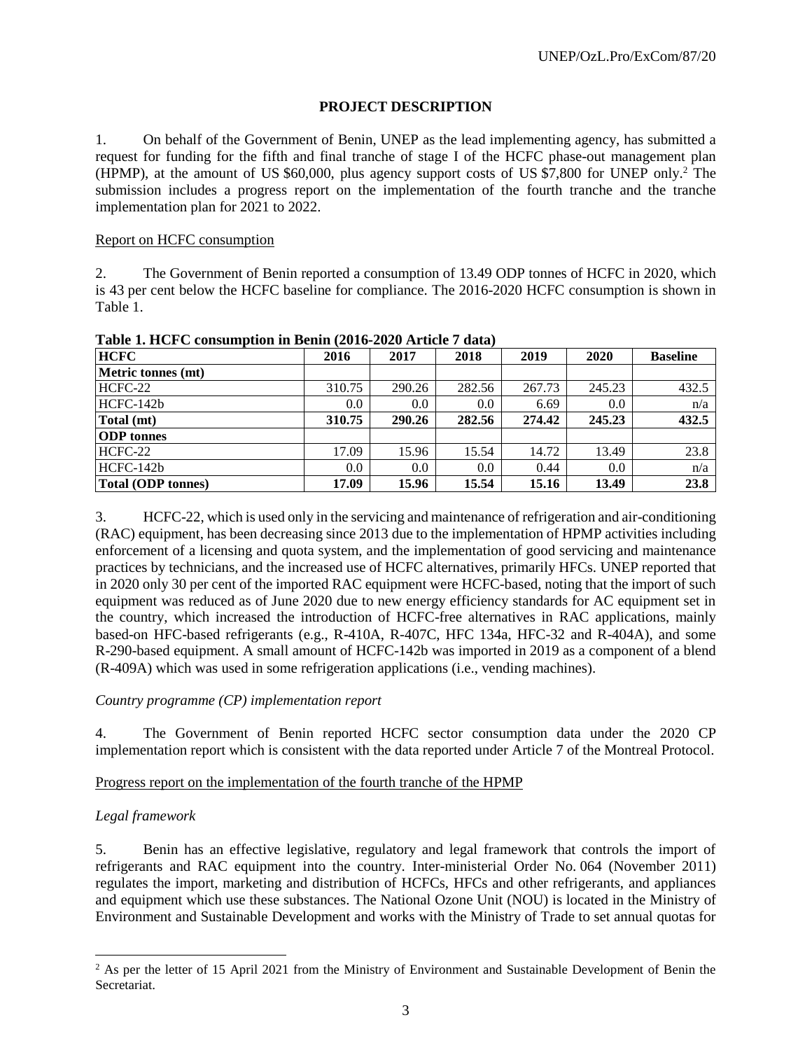## PROJECT DESCRIPTION

1. On behalf of the Government of Benin, UNEP as the lead implementing agency, has submitted a request for funding for the fifth and final tranche of stage I of the HCFC phase-out management plan (HPMP), at the amount of US $60,000, plus agency support costs of US $7,800 for UNEP only.[2] The submission includes a progress report on the implementation of the fourth tranche and the tranche implementation plan for 2021 to 2022.

Report on HCFC consumption

2. The Government of Benin reported a consumption of 13.49 ODP tonnes of HCFC in 2020, which is 43 per cent below the HCFC baseline for compliance. The 2016-2020 HCFC consumption is shown in Table 1.

**Table 1. HCFC consumption in Benin (2016-2020 Article 7 data)**

| HCFC | 2016 | 2017 | 2018 | 2019 | 2020 | Baseline |
|---|---|---|---|---|---|---|
| **Metric tonnes (mt)** | | | | | | |
| HCFC-22 | 310.75 | 290.26 | 282.56 | 267.73 | 245.23 | 432.5 |
| HCFC-142b | 0.0 | 0.0 | 0.0 | 6.69 | 0.0 | n/a |
| **Total (mt)** | **310.75** | **290.26** | **282.56** | **274.42** | **245.23** | **432.5** |
| **ODP tonnes** | | | | | | |
| HCFC-22 | 17.09 | 15.96 | 15.54 | 14.72 | 13.49 | 23.8 |
| HCFC-142b | 0.0 | 0.0 | 0.0 | 0.44 | 0.0 | n/a |
| **Total (ODP tonnes)** | **17.09** | **15.96** | **15.54** | **15.16** | **13.49** | **23.8** |

3. HCFC-22, which is used only in the servicing and maintenance of refrigeration and air-conditioning (RAC) equipment, has been decreasing since 2013 due to the implementation of HPMP activities including enforcement of a licensing and quota system, and the implementation of good servicing and maintenance practices by technicians, and the increased use of HCFC alternatives, primarily HFCs. UNEP reported that in 2020 only 30 per cent of the imported RAC equipment were HCFC-based, noting that the import of such equipment was reduced as of June 2020 due to new energy efficiency standards for AC equipment set in the country, which increased the introduction of HCFC-free alternatives in RAC applications, mainly based-on HFC-based refrigerants (e.g., R-410A, R-407C, HFC 134a, HFC-32 and R-404A), and some R-290-based equipment. A small amount of HCFC-142b was imported in 2019 as a component of a blend (R-409A) which was used in some refrigeration applications (i.e., vending machines).

*Country programme (CP) implementation report*

4. The Government of Benin reported HCFC sector consumption data under the 2020 CP implementation report which is consistent with the data reported under Article 7 of the Montreal Protocol.

Progress report on the implementation of the fourth tranche of the HPMP

*Legal framework*

5. Benin has an effective legislative, regulatory and legal framework that controls the import of refrigerants and RAC equipment into the country. Inter-ministerial Order No. 064 (November 2011) regulates the import, marketing and distribution of HCFCs, HFCs and other refrigerants, and appliances and equipment which use these substances. The National Ozone Unit (NOU) is located in the Ministry of Environment and Sustainable Development and works with the Ministry of Trade to set annual quotas for

[2] As per the letter of 15 April 2021 from the Ministry of Environment and Sustainable Development of Benin the Secretariat.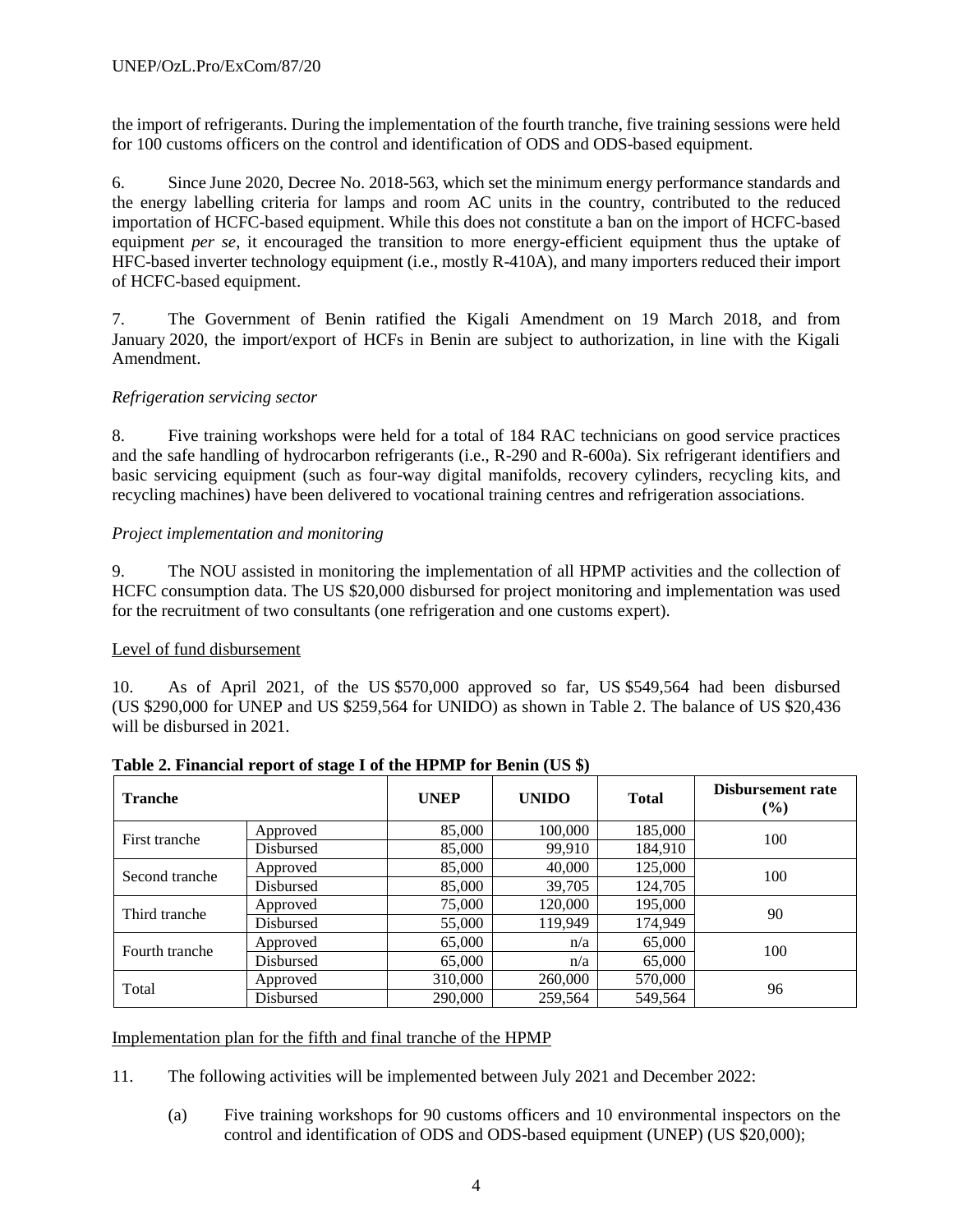the import of refrigerants. During the implementation of the fourth tranche, five training sessions were held for 100 customs officers on the control and identification of ODS and ODS-based equipment.

6. Since June 2020, Decree No. 2018-563, which set the minimum energy performance standards and the energy labelling criteria for lamps and room AC units in the country, contributed to the reduced importation of HCFC-based equipment. While this does not constitute a ban on the import of HCFC-based equipment *per se*, it encouraged the transition to more energy-efficient equipment thus the uptake of HFC-based inverter technology equipment (i.e., mostly R-410A), and many importers reduced their import of HCFC-based equipment.

7. The Government of Benin ratified the Kigali Amendment on 19 March 2018, and from January 2020, the import/export of HCFs in Benin are subject to authorization, in line with the Kigali Amendment.

*Refrigeration servicing sector*

8. Five training workshops were held for a total of 184 RAC technicians on good service practices and the safe handling of hydrocarbon refrigerants (i.e., R-290 and R-600a). Six refrigerant identifiers and basic servicing equipment (such as four-way digital manifolds, recovery cylinders, recycling kits, and recycling machines) have been delivered to vocational training centres and refrigeration associations.

*Project implementation and monitoring*

9. The NOU assisted in monitoring the implementation of all HPMP activities and the collection of HCFC consumption data. The US $20,000 disbursed for project monitoring and implementation was used for the recruitment of two consultants (one refrigeration and one customs expert).

Level of fund disbursement

10. As of April 2021, of the US $570,000 approved so far, US $549,564 had been disbursed (US $290,000 for UNEP and US $259,564 for UNIDO) as shown in Table 2. The balance of US $20,436 will be disbursed in 2021.

**Table 2. Financial report of stage I of the HPMP for Benin (US $)**

| Tranche | | UNEP | UNIDO | Total | Disbursement rate (%) |
|---|---|---|---|---|---|
| First tranche | Approved | 85,000 | 100,000 | 185,000 | 100 |
| | Disbursed | 85,000 | 99,910 | 184,910 | |
| Second tranche | Approved | 85,000 | 40,000 | 125,000 | 100 |
| | Disbursed | 85,000 | 39,705 | 124,705 | |
| Third tranche | Approved | 75,000 | 120,000 | 195,000 | 90 |
| | Disbursed | 55,000 | 119,949 | 174,949 | |
| Fourth tranche | Approved | 65,000 | n/a | 65,000 | 100 |
| | Disbursed | 65,000 | n/a | 65,000 | |
| Total | Approved | 310,000 | 260,000 | 570,000 | 96 |
| | Disbursed | 290,000 | 259,564 | 549,564 | |

Implementation plan for the fifth and final tranche of the HPMP

11. The following activities will be implemented between July 2021 and December 2022:

(a) Five training workshops for 90 customs officers and 10 environmental inspectors on the control and identification of ODS and ODS-based equipment (UNEP) (US $20,000);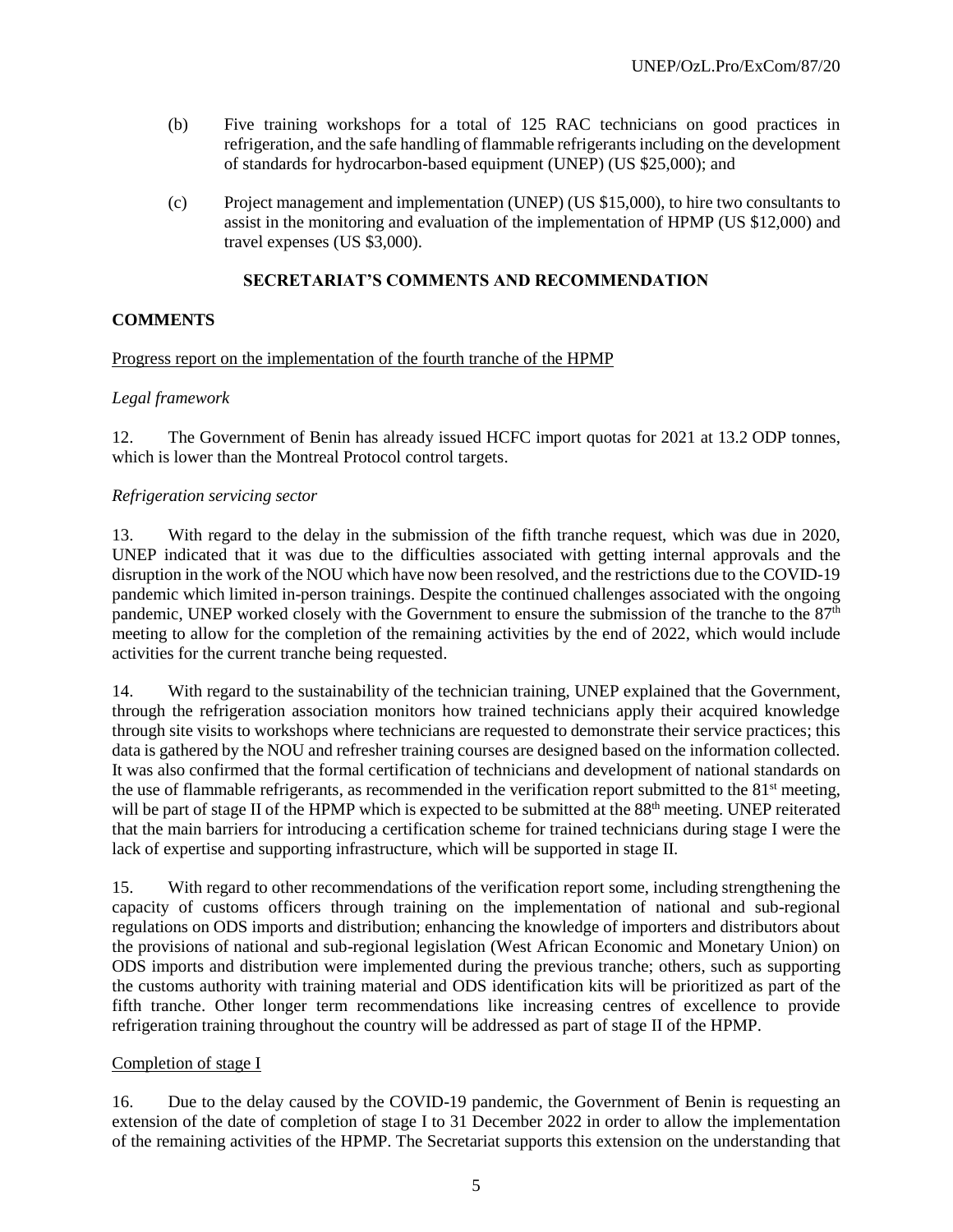(b) Five training workshops for a total of 125 RAC technicians on good practices in refrigeration, and the safe handling of flammable refrigerants including on the development of standards for hydrocarbon-based equipment (UNEP) (US $25,000); and

(c) Project management and implementation (UNEP) (US $15,000), to hire two consultants to assist in the monitoring and evaluation of the implementation of HPMP (US $12,000) and travel expenses (US $3,000).

## SECRETARIAT'S COMMENTS AND RECOMMENDATION

### COMMENTS

Progress report on the implementation of the fourth tranche of the HPMP

*Legal framework*

12. The Government of Benin has already issued HCFC import quotas for 2021 at 13.2 ODP tonnes, which is lower than the Montreal Protocol control targets.

*Refrigeration servicing sector*

13. With regard to the delay in the submission of the fifth tranche request, which was due in 2020, UNEP indicated that it was due to the difficulties associated with getting internal approvals and the disruption in the work of the NOU which have now been resolved, and the restrictions due to the COVID-19 pandemic which limited in-person trainings. Despite the continued challenges associated with the ongoing pandemic, UNEP worked closely with the Government to ensure the submission of the tranche to the 87th meeting to allow for the completion of the remaining activities by the end of 2022, which would include activities for the current tranche being requested.

14. With regard to the sustainability of the technician training, UNEP explained that the Government, through the refrigeration association monitors how trained technicians apply their acquired knowledge through site visits to workshops where technicians are requested to demonstrate their service practices; this data is gathered by the NOU and refresher training courses are designed based on the information collected. It was also confirmed that the formal certification of technicians and development of national standards on the use of flammable refrigerants, as recommended in the verification report submitted to the 81st meeting, will be part of stage II of the HPMP which is expected to be submitted at the 88th meeting. UNEP reiterated that the main barriers for introducing a certification scheme for trained technicians during stage I were the lack of expertise and supporting infrastructure, which will be supported in stage II.

15. With regard to other recommendations of the verification report some, including strengthening the capacity of customs officers through training on the implementation of national and sub-regional regulations on ODS imports and distribution; enhancing the knowledge of importers and distributors about the provisions of national and sub-regional legislation (West African Economic and Monetary Union) on ODS imports and distribution were implemented during the previous tranche; others, such as supporting the customs authority with training material and ODS identification kits will be prioritized as part of the fifth tranche. Other longer term recommendations like increasing centres of excellence to provide refrigeration training throughout the country will be addressed as part of stage II of the HPMP.

Completion of stage I

16. Due to the delay caused by the COVID-19 pandemic, the Government of Benin is requesting an extension of the date of completion of stage I to 31 December 2022 in order to allow the implementation of the remaining activities of the HPMP. The Secretariat supports this extension on the understanding that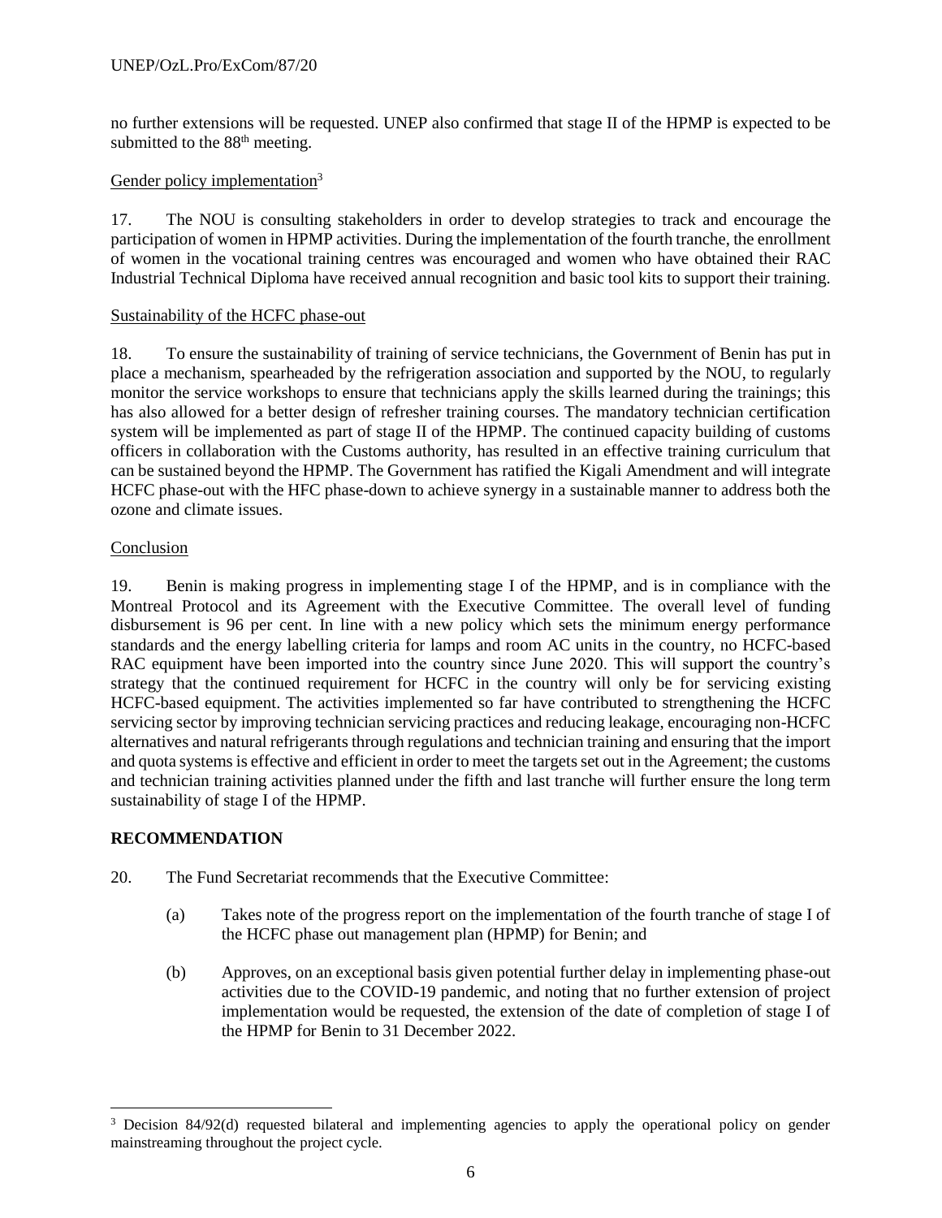no further extensions will be requested. UNEP also confirmed that stage II of the HPMP is expected to be submitted to the 88th meeting.

Gender policy implementation[3]

17. The NOU is consulting stakeholders in order to develop strategies to track and encourage the participation of women in HPMP activities. During the implementation of the fourth tranche, the enrollment of women in the vocational training centres was encouraged and women who have obtained their RAC Industrial Technical Diploma have received annual recognition and basic tool kits to support their training.

Sustainability of the HCFC phase-out

18. To ensure the sustainability of training of service technicians, the Government of Benin has put in place a mechanism, spearheaded by the refrigeration association and supported by the NOU, to regularly monitor the service workshops to ensure that technicians apply the skills learned during the trainings; this has also allowed for a better design of refresher training courses. The mandatory technician certification system will be implemented as part of stage II of the HPMP. The continued capacity building of customs officers in collaboration with the Customs authority, has resulted in an effective training curriculum that can be sustained beyond the HPMP. The Government has ratified the Kigali Amendment and will integrate HCFC phase-out with the HFC phase-down to achieve synergy in a sustainable manner to address both the ozone and climate issues.

Conclusion

19. Benin is making progress in implementing stage I of the HPMP, and is in compliance with the Montreal Protocol and its Agreement with the Executive Committee. The overall level of funding disbursement is 96 per cent. In line with a new policy which sets the minimum energy performance standards and the energy labelling criteria for lamps and room AC units in the country, no HCFC-based RAC equipment have been imported into the country since June 2020. This will support the country's strategy that the continued requirement for HCFC in the country will only be for servicing existing HCFC-based equipment. The activities implemented so far have contributed to strengthening the HCFC servicing sector by improving technician servicing practices and reducing leakage, encouraging non-HCFC alternatives and natural refrigerants through regulations and technician training and ensuring that the import and quota systems is effective and efficient in order to meet the targets set out in the Agreement; the customs and technician training activities planned under the fifth and last tranche will further ensure the long term sustainability of stage I of the HPMP.

**RECOMMENDATION**

20. The Fund Secretariat recommends that the Executive Committee:

(a) Takes note of the progress report on the implementation of the fourth tranche of stage I of the HCFC phase out management plan (HPMP) for Benin; and

(b) Approves, on an exceptional basis given potential further delay in implementing phase-out activities due to the COVID-19 pandemic, and noting that no further extension of project implementation would be requested, the extension of the date of completion of stage I of the HPMP for Benin to 31 December 2022.

[3] Decision 84/92(d) requested bilateral and implementing agencies to apply the operational policy on gender mainstreaming throughout the project cycle.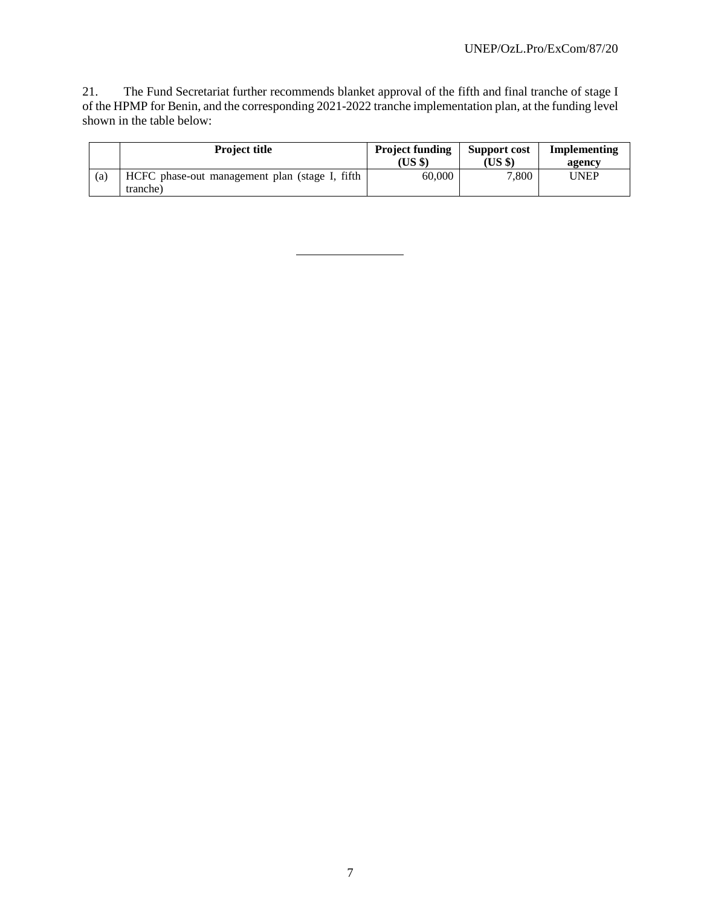21. The Fund Secretariat further recommends blanket approval of the fifth and final tranche of stage I of the HPMP for Benin, and the corresponding 2021-2022 tranche implementation plan, at the funding level shown in the table below:

| | Project title | Project funding (US $) | Support cost (US $) | Implementing agency |
|---|---|---|---|---|
| (a) | HCFC phase-out management plan (stage I, fifth tranche) | 60,000 | 7,800 | UNEP |